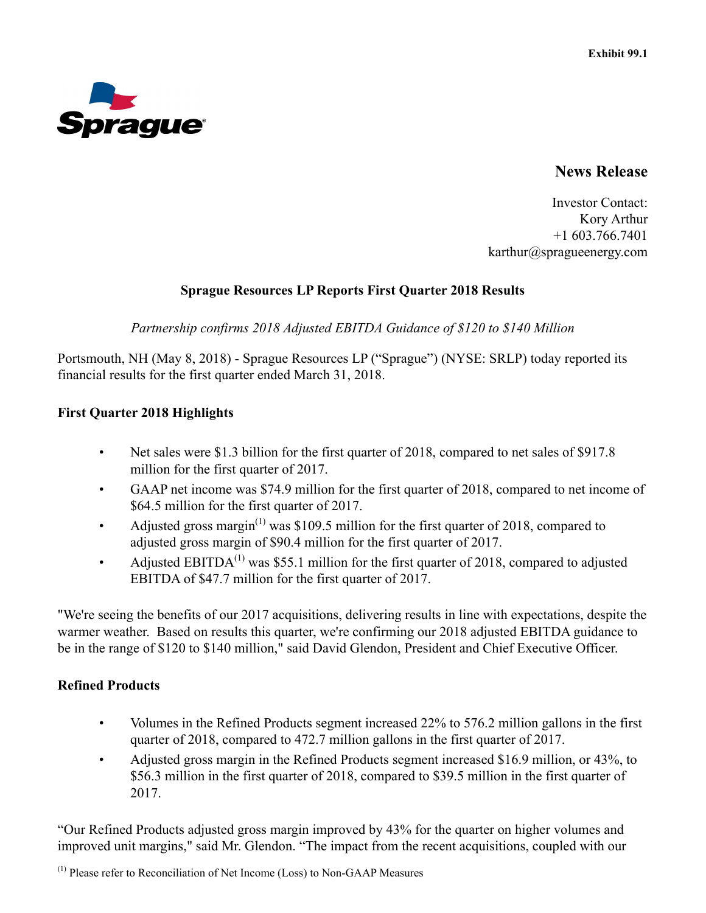Exhibit 99.1

Sprague

## News Release

Investor Contact:
Kory Arthur
+1 603.766.7401
karthur@spragueenergy.com

# Sprague Resources LP Reports First Quarter 2018 Results

*Partnership confirms 2018 Adjusted EBITDA Guidance of $120 to $140 Million*

Portsmouth, NH (May 8, 2018) - Sprague Resources LP ("Sprague") (NYSE: SRLP) today reported its financial results for the first quarter ended March 31, 2018.

### First Quarter 2018 Highlights

- Net sales were $1.3 billion for the first quarter of 2018, compared to net sales of $917.8 million for the first quarter of 2017.
- GAAP net income was $74.9 million for the first quarter of 2018, compared to net income of $64.5 million for the first quarter of 2017.
- Adjusted gross margin[1] was $109.5 million for the first quarter of 2018, compared to adjusted gross margin of $90.4 million for the first quarter of 2017.
- Adjusted EBITDA[1] was $55.1 million for the first quarter of 2018, compared to adjusted EBITDA of $47.7 million for the first quarter of 2017.

"We're seeing the benefits of our 2017 acquisitions, delivering results in line with expectations, despite the warmer weather. Based on results this quarter, we're confirming our 2018 adjusted EBITDA guidance to be in the range of $120 to $140 million," said David Glendon, President and Chief Executive Officer.

### Refined Products

- Volumes in the Refined Products segment increased 22% to 576.2 million gallons in the first quarter of 2018, compared to 472.7 million gallons in the first quarter of 2017.
- Adjusted gross margin in the Refined Products segment increased $16.9 million, or 43%, to $56.3 million in the first quarter of 2018, compared to $39.5 million in the first quarter of 2017.

"Our Refined Products adjusted gross margin improved by 43% for the quarter on higher volumes and improved unit margins," said Mr. Glendon. "The impact from the recent acquisitions, coupled with our

[1] Please refer to Reconciliation of Net Income (Loss) to Non-GAAP Measures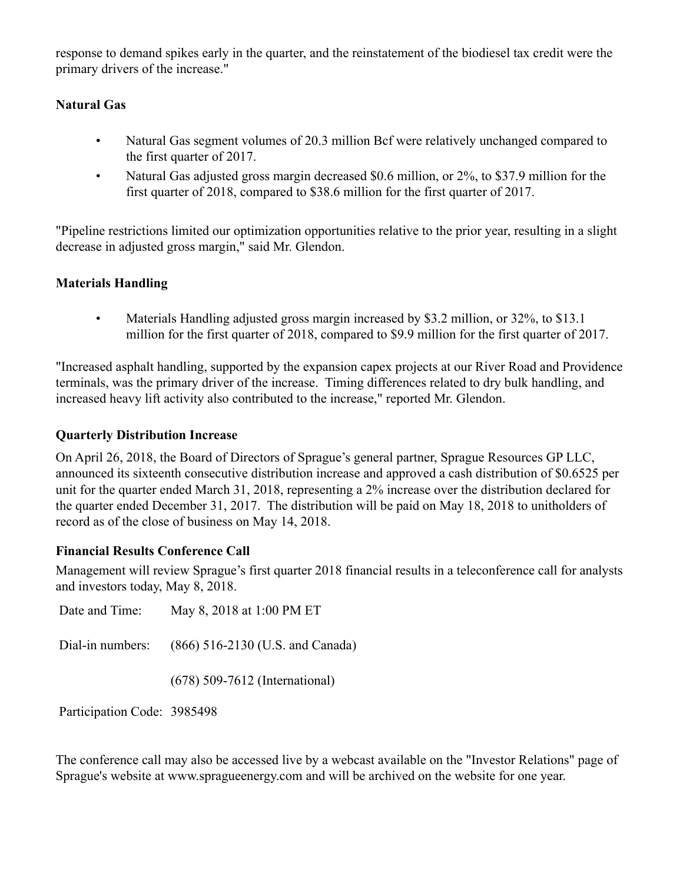response to demand spikes early in the quarter, and the reinstatement of the biodiesel tax credit were the primary drivers of the increase."

**Natural Gas**

- Natural Gas segment volumes of 20.3 million Bcf were relatively unchanged compared to the first quarter of 2017.
- Natural Gas adjusted gross margin decreased $0.6 million, or 2%, to $37.9 million for the first quarter of 2018, compared to $38.6 million for the first quarter of 2017.

"Pipeline restrictions limited our optimization opportunities relative to the prior year, resulting in a slight decrease in adjusted gross margin," said Mr. Glendon.

**Materials Handling**

- Materials Handling adjusted gross margin increased by $3.2 million, or 32%, to $13.1 million for the first quarter of 2018, compared to $9.9 million for the first quarter of 2017.

"Increased asphalt handling, supported by the expansion capex projects at our River Road and Providence terminals, was the primary driver of the increase. Timing differences related to dry bulk handling, and increased heavy lift activity also contributed to the increase," reported Mr. Glendon.

**Quarterly Distribution Increase**

On April 26, 2018, the Board of Directors of Sprague's general partner, Sprague Resources GP LLC, announced its sixteenth consecutive distribution increase and approved a cash distribution of $0.6525 per unit for the quarter ended March 31, 2018, representing a 2% increase over the distribution declared for the quarter ended December 31, 2017. The distribution will be paid on May 18, 2018 to unitholders of record as of the close of business on May 14, 2018.

**Financial Results Conference Call**

Management will review Sprague's first quarter 2018 financial results in a teleconference call for analysts and investors today, May 8, 2018.

| | |
|---|---|
| Date and Time: | May 8, 2018 at 1:00 PM ET |
| Dial-in numbers: | (866) 516-2130 (U.S. and Canada) |
| | (678) 509-7612 (International) |
| Participation Code: | 3985498 |

The conference call may also be accessed live by a webcast available on the "Investor Relations" page of Sprague's website at www.spragueenergy.com and will be archived on the website for one year.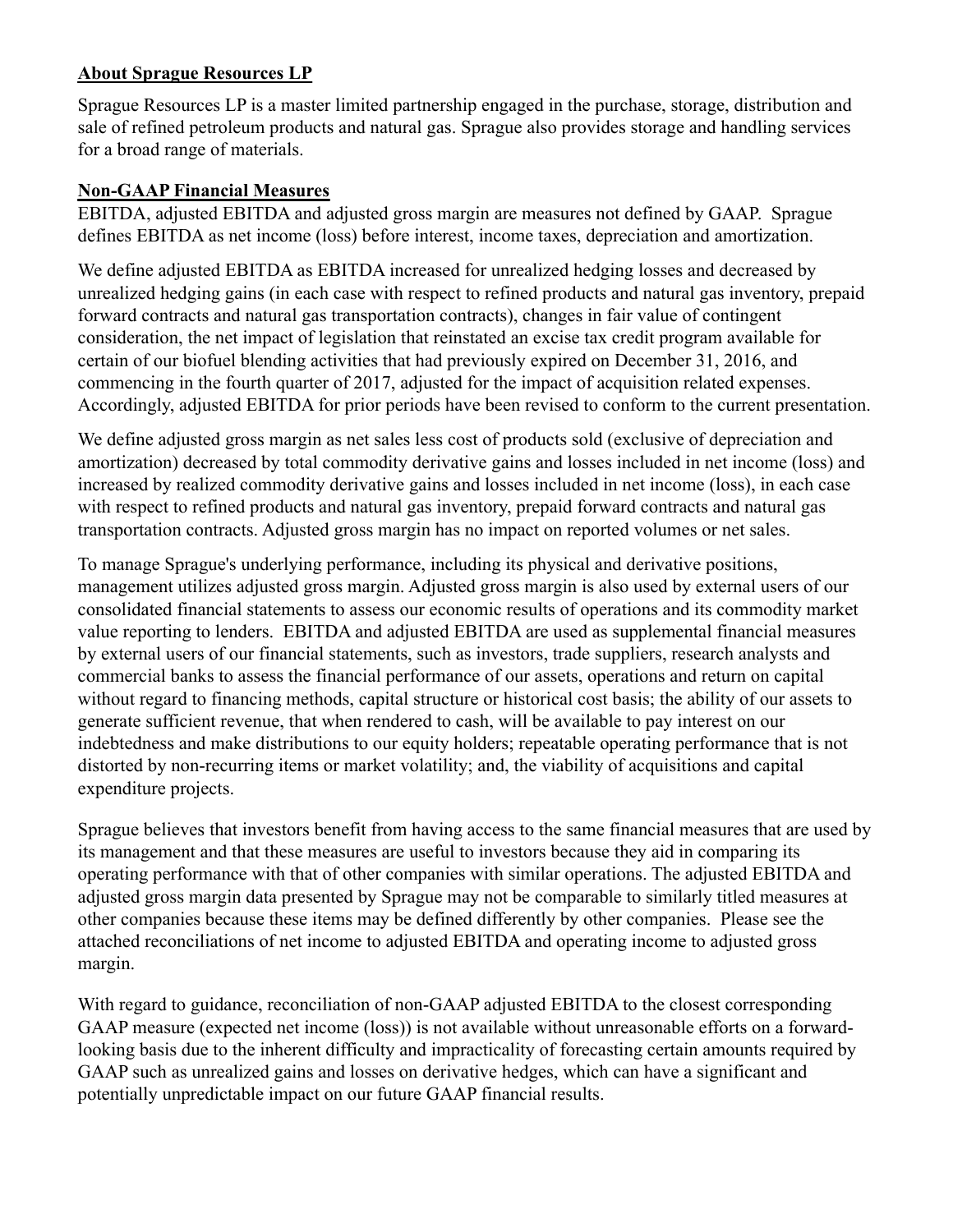## About Sprague Resources LP

Sprague Resources LP is a master limited partnership engaged in the purchase, storage, distribution and sale of refined petroleum products and natural gas. Sprague also provides storage and handling services for a broad range of materials.

## Non-GAAP Financial Measures

EBITDA, adjusted EBITDA and adjusted gross margin are measures not defined by GAAP. Sprague defines EBITDA as net income (loss) before interest, income taxes, depreciation and amortization.

We define adjusted EBITDA as EBITDA increased for unrealized hedging losses and decreased by unrealized hedging gains (in each case with respect to refined products and natural gas inventory, prepaid forward contracts and natural gas transportation contracts), changes in fair value of contingent consideration, the net impact of legislation that reinstated an excise tax credit program available for certain of our biofuel blending activities that had previously expired on December 31, 2016, and commencing in the fourth quarter of 2017, adjusted for the impact of acquisition related expenses. Accordingly, adjusted EBITDA for prior periods have been revised to conform to the current presentation.

We define adjusted gross margin as net sales less cost of products sold (exclusive of depreciation and amortization) decreased by total commodity derivative gains and losses included in net income (loss) and increased by realized commodity derivative gains and losses included in net income (loss), in each case with respect to refined products and natural gas inventory, prepaid forward contracts and natural gas transportation contracts. Adjusted gross margin has no impact on reported volumes or net sales.

To manage Sprague's underlying performance, including its physical and derivative positions, management utilizes adjusted gross margin. Adjusted gross margin is also used by external users of our consolidated financial statements to assess our economic results of operations and its commodity market value reporting to lenders. EBITDA and adjusted EBITDA are used as supplemental financial measures by external users of our financial statements, such as investors, trade suppliers, research analysts and commercial banks to assess the financial performance of our assets, operations and return on capital without regard to financing methods, capital structure or historical cost basis; the ability of our assets to generate sufficient revenue, that when rendered to cash, will be available to pay interest on our indebtedness and make distributions to our equity holders; repeatable operating performance that is not distorted by non-recurring items or market volatility; and, the viability of acquisitions and capital expenditure projects.

Sprague believes that investors benefit from having access to the same financial measures that are used by its management and that these measures are useful to investors because they aid in comparing its operating performance with that of other companies with similar operations. The adjusted EBITDA and adjusted gross margin data presented by Sprague may not be comparable to similarly titled measures at other companies because these items may be defined differently by other companies. Please see the attached reconciliations of net income to adjusted EBITDA and operating income to adjusted gross margin.

With regard to guidance, reconciliation of non-GAAP adjusted EBITDA to the closest corresponding GAAP measure (expected net income (loss)) is not available without unreasonable efforts on a forward-looking basis due to the inherent difficulty and impracticality of forecasting certain amounts required by GAAP such as unrealized gains and losses on derivative hedges, which can have a significant and potentially unpredictable impact on our future GAAP financial results.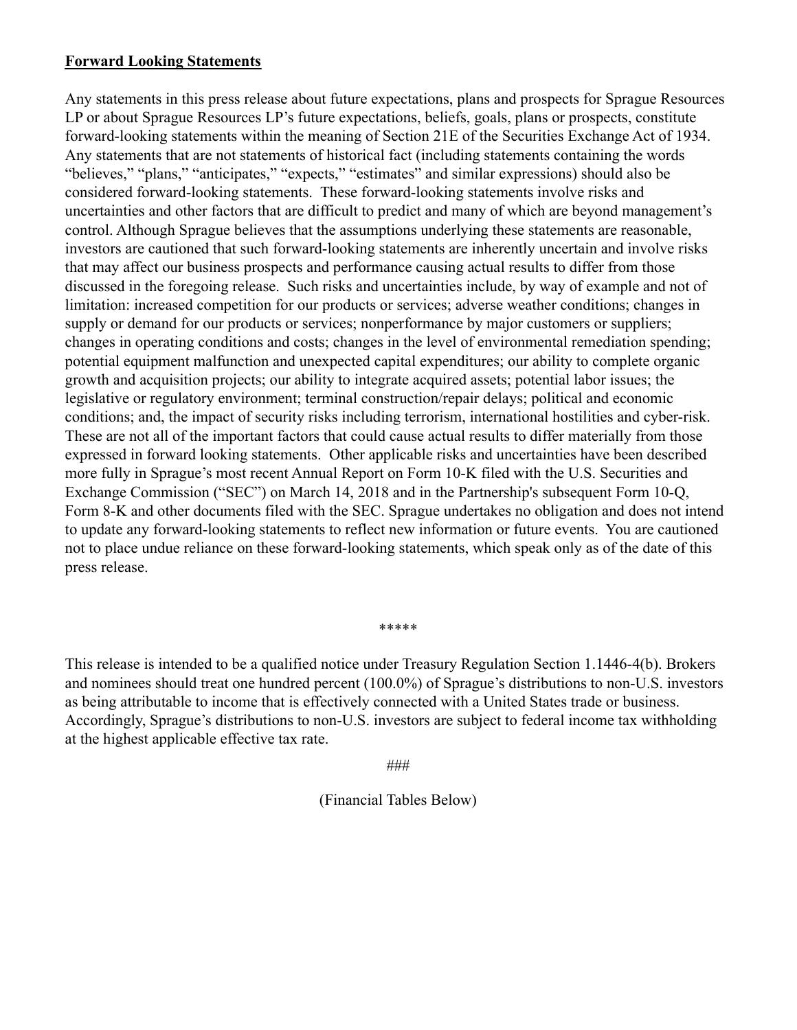**Forward Looking Statements**

Any statements in this press release about future expectations, plans and prospects for Sprague Resources LP or about Sprague Resources LP's future expectations, beliefs, goals, plans or prospects, constitute forward-looking statements within the meaning of Section 21E of the Securities Exchange Act of 1934. Any statements that are not statements of historical fact (including statements containing the words "believes," "plans," "anticipates," "expects," "estimates" and similar expressions) should also be considered forward-looking statements. These forward-looking statements involve risks and uncertainties and other factors that are difficult to predict and many of which are beyond management's control. Although Sprague believes that the assumptions underlying these statements are reasonable, investors are cautioned that such forward-looking statements are inherently uncertain and involve risks that may affect our business prospects and performance causing actual results to differ from those discussed in the foregoing release. Such risks and uncertainties include, by way of example and not of limitation: increased competition for our products or services; adverse weather conditions; changes in supply or demand for our products or services; nonperformance by major customers or suppliers; changes in operating conditions and costs; changes in the level of environmental remediation spending; potential equipment malfunction and unexpected capital expenditures; our ability to complete organic growth and acquisition projects; our ability to integrate acquired assets; potential labor issues; the legislative or regulatory environment; terminal construction/repair delays; political and economic conditions; and, the impact of security risks including terrorism, international hostilities and cyber-risk. These are not all of the important factors that could cause actual results to differ materially from those expressed in forward looking statements. Other applicable risks and uncertainties have been described more fully in Sprague's most recent Annual Report on Form 10-K filed with the U.S. Securities and Exchange Commission ("SEC") on March 14, 2018 and in the Partnership's subsequent Form 10-Q, Form 8-K and other documents filed with the SEC. Sprague undertakes no obligation and does not intend to update any forward-looking statements to reflect new information or future events. You are cautioned not to place undue reliance on these forward-looking statements, which speak only as of the date of this press release.

*****

This release is intended to be a qualified notice under Treasury Regulation Section 1.1446-4(b). Brokers and nominees should treat one hundred percent (100.0%) of Sprague's distributions to non-U.S. investors as being attributable to income that is effectively connected with a United States trade or business. Accordingly, Sprague's distributions to non-U.S. investors are subject to federal income tax withholding at the highest applicable effective tax rate.

###

(Financial Tables Below)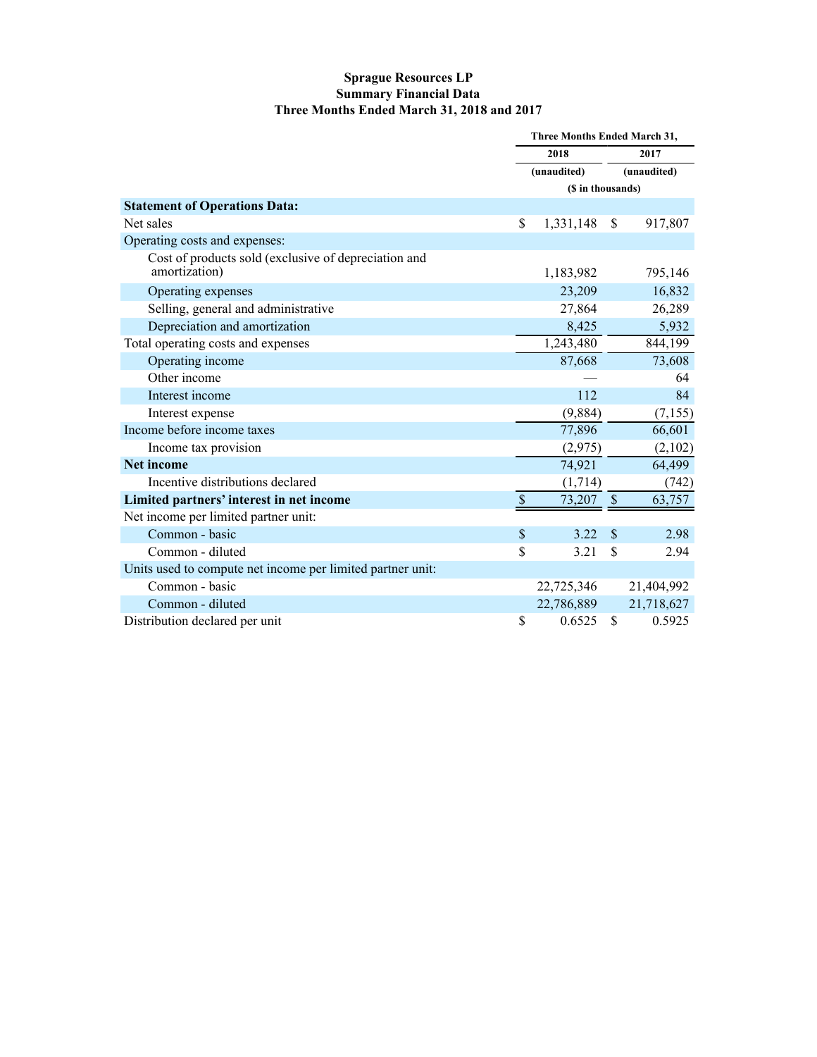**Sprague Resources LP**
**Summary Financial Data**
**Three Months Ended March 31, 2018 and 2017**

| | Three Months Ended March 31, | |
|---|---|---|
| | 2018 | 2017 |
| | (unaudited) | (unaudited) |
| | ($ in thousands) | |
| **Statement of Operations Data:** | | |
| Net sales | $ 1,331,148 | $ 917,807 |
| Operating costs and expenses: | | |
| Cost of products sold (exclusive of depreciation and amortization) | 1,183,982 | 795,146 |
| Operating expenses | 23,209 | 16,832 |
| Selling, general and administrative | 27,864 | 26,289 |
| Depreciation and amortization | 8,425 | 5,932 |
| Total operating costs and expenses | 1,243,480 | 844,199 |
| Operating income | 87,668 | 73,608 |
| Other income | — | 64 |
| Interest income | 112 | 84 |
| Interest expense | (9,884) | (7,155) |
| Income before income taxes | 77,896 | 66,601 |
| Income tax provision | (2,975) | (2,102) |
| **Net income** | 74,921 | 64,499 |
| Incentive distributions declared | (1,714) | (742) |
| **Limited partners' interest in net income** | $ 73,207 | $ 63,757 |
| Net income per limited partner unit: | | |
| Common - basic | $ 3.22 | $ 2.98 |
| Common - diluted | $ 3.21 | $ 2.94 |
| Units used to compute net income per limited partner unit: | | |
| Common - basic | 22,725,346 | 21,404,992 |
| Common - diluted | 22,786,889 | 21,718,627 |
| Distribution declared per unit | $ 0.6525 | $ 0.5925 |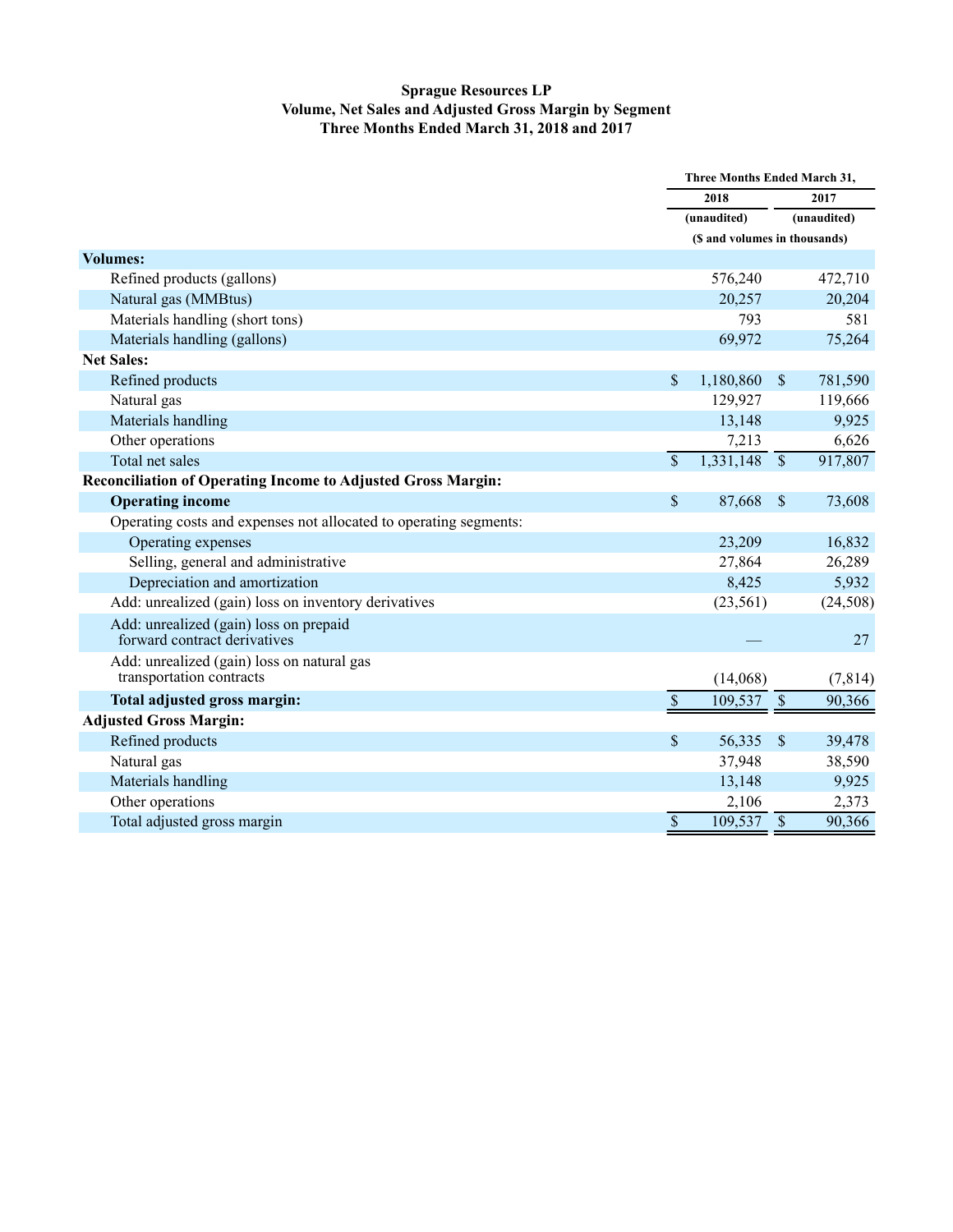# Sprague Resources LP

## Volume, Net Sales and Adjusted Gross Margin by Segment

### Three Months Ended March 31, 2018 and 2017

| | Three Months Ended March 31, | |
|---|---|---|
| | 2018 | 2017 |
| | (unaudited) | (unaudited) |
| | ($ and volumes in thousands) | |
| **Volumes:** | | |
| Refined products (gallons) | 576,240 | 472,710 |
| Natural gas (MMBtus) | 20,257 | 20,204 |
| Materials handling (short tons) | 793 | 581 |
| Materials handling (gallons) | 69,972 | 75,264 |
| **Net Sales:** | | |
| Refined products | $ 1,180,860 | $ 781,590 |
| Natural gas | 129,927 | 119,666 |
| Materials handling | 13,148 | 9,925 |
| Other operations | 7,213 | 6,626 |
| Total net sales | $ 1,331,148 | $ 917,807 |
| **Reconciliation of Operating Income to Adjusted Gross Margin:** | | |
| **Operating income** | $ 87,668 | $ 73,608 |
| Operating costs and expenses not allocated to operating segments: | | |
| Operating expenses | 23,209 | 16,832 |
| Selling, general and administrative | 27,864 | 26,289 |
| Depreciation and amortization | 8,425 | 5,932 |
| Add: unrealized (gain) loss on inventory derivatives | (23,561) | (24,508) |
| Add: unrealized (gain) loss on prepaid forward contract derivatives | — | 27 |
| Add: unrealized (gain) loss on natural gas transportation contracts | (14,068) | (7,814) |
| **Total adjusted gross margin:** | $ 109,537 | $ 90,366 |
| **Adjusted Gross Margin:** | | |
| Refined products | $ 56,335 | $ 39,478 |
| Natural gas | 37,948 | 38,590 |
| Materials handling | 13,148 | 9,925 |
| Other operations | 2,106 | 2,373 |
| Total adjusted gross margin | $ 109,537 | $ 90,366 |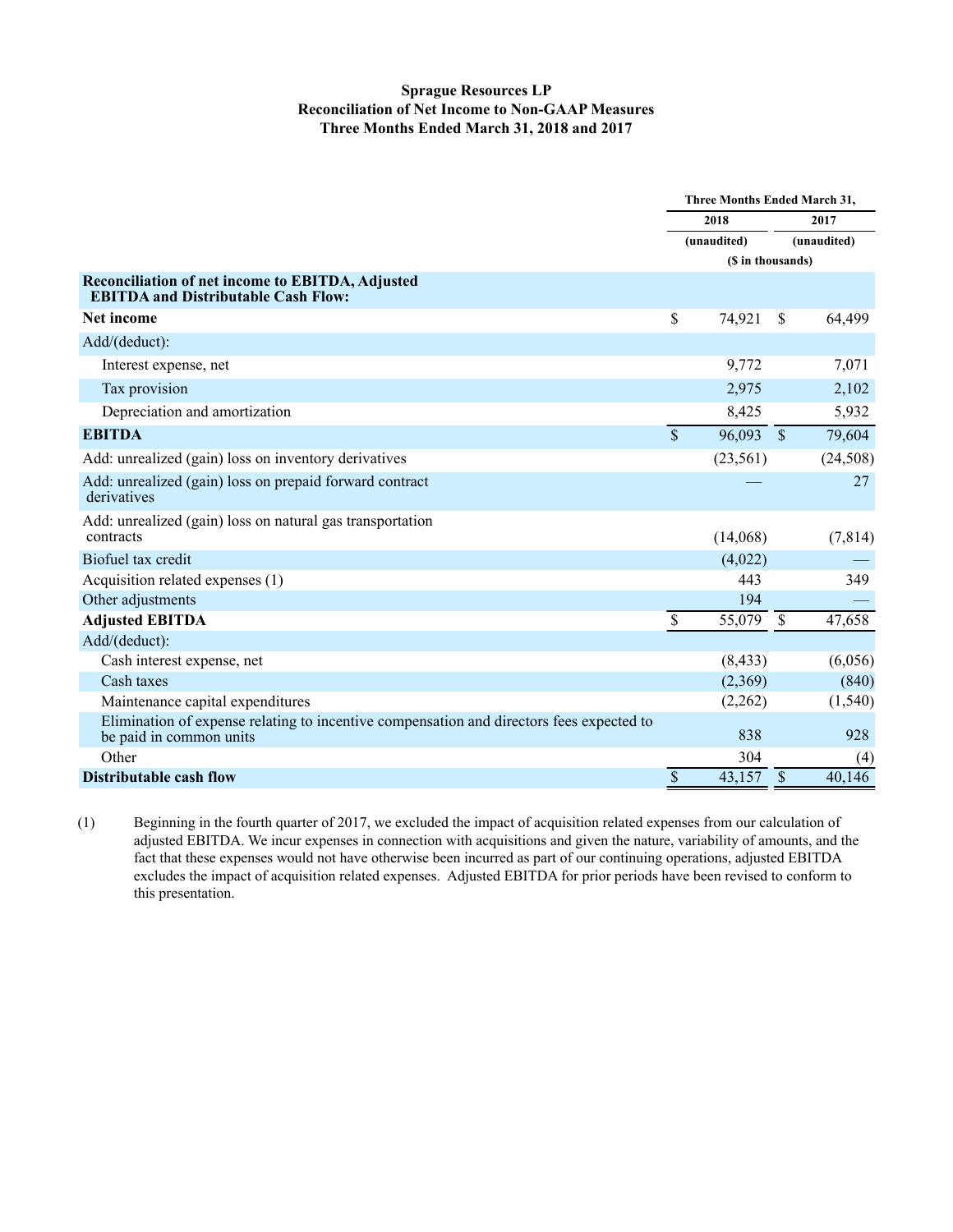**Sprague Resources LP**
**Reconciliation of Net Income to Non-GAAP Measures**
**Three Months Ended March 31, 2018 and 2017**

| | Three Months Ended March 31, | |
|---|---|---|
| | 2018 | 2017 |
| | (unaudited) | (unaudited) |
| | ($ in thousands) | |
| **Reconciliation of net income to EBITDA, Adjusted EBITDA and Distributable Cash Flow:** | | |
| **Net income** | $ 74,921 | $ 64,499 |
| Add/(deduct): | | |
| Interest expense, net | 9,772 | 7,071 |
| Tax provision | 2,975 | 2,102 |
| Depreciation and amortization | 8,425 | 5,932 |
| **EBITDA** | $ 96,093 | $ 79,604 |
| Add: unrealized (gain) loss on inventory derivatives | (23,561) | (24,508) |
| Add: unrealized (gain) loss on prepaid forward contract derivatives | — | 27 |
| Add: unrealized (gain) loss on natural gas transportation contracts | (14,068) | (7,814) |
| Biofuel tax credit | (4,022) | — |
| Acquisition related expenses (1) | 443 | 349 |
| Other adjustments | 194 | — |
| **Adjusted EBITDA** | $ 55,079 | $ 47,658 |
| Add/(deduct): | | |
| Cash interest expense, net | (8,433) | (6,056) |
| Cash taxes | (2,369) | (840) |
| Maintenance capital expenditures | (2,262) | (1,540) |
| Elimination of expense relating to incentive compensation and directors fees expected to be paid in common units | 838 | 928 |
| Other | 304 | (4) |
| **Distributable cash flow** | $ 43,157 | $ 40,146 |

(1) Beginning in the fourth quarter of 2017, we excluded the impact of acquisition related expenses from our calculation of adjusted EBITDA. We incur expenses in connection with acquisitions and given the nature, variability of amounts, and the fact that these expenses would not have otherwise been incurred as part of our continuing operations, adjusted EBITDA excludes the impact of acquisition related expenses. Adjusted EBITDA for prior periods have been revised to conform to this presentation.